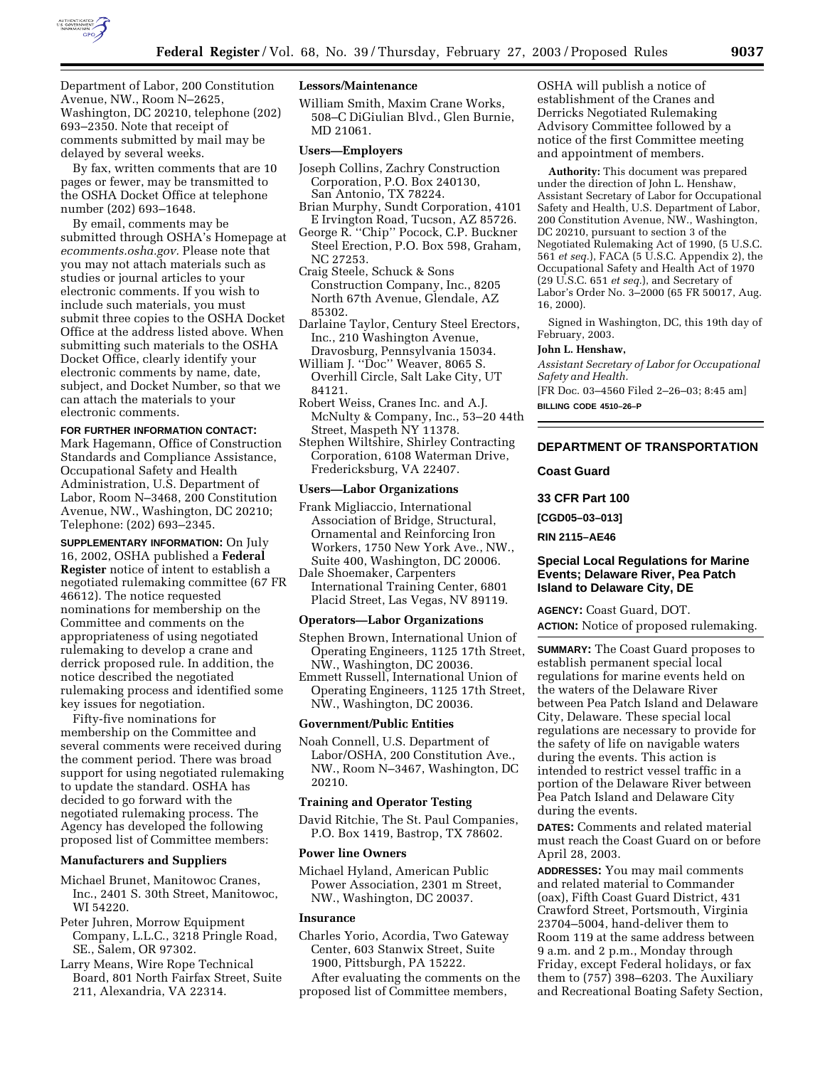Department of Labor, 200 Constitution Avenue, NW., Room N–2625, Washington, DC 20210, telephone (202) 693–2350. Note that receipt of comments submitted by mail may be delayed by several weeks.

By fax, written comments that are 10 pages or fewer, may be transmitted to the OSHA Docket Office at telephone number (202) 693–1648.

By email, comments may be submitted through OSHA's Homepage at *ecomments.osha.gov*. Please note that you may not attach materials such as studies or journal articles to your electronic comments. If you wish to include such materials, you must submit three copies to the OSHA Docket Office at the address listed above. When submitting such materials to the OSHA Docket Office, clearly identify your electronic comments by name, date, subject, and Docket Number, so that we can attach the materials to your electronic comments.

**FOR FURTHER INFORMATION CONTACT:** Mark Hagemann, Office of Construction Standards and Compliance Assistance, Occupational Safety and Health Administration, U.S. Department of Labor, Room N–3468, 200 Constitution Avenue, NW., Washington, DC 20210; Telephone: (202) 693–2345.

**SUPPLEMENTARY INFORMATION:** On July 16, 2002, OSHA published a **Federal Register** notice of intent to establish a negotiated rulemaking committee (67 FR 46612). The notice requested nominations for membership on the Committee and comments on the appropriateness of using negotiated rulemaking to develop a crane and derrick proposed rule. In addition, the notice described the negotiated rulemaking process and identified some key issues for negotiation.

Fifty-five nominations for membership on the Committee and several comments were received during the comment period. There was broad support for using negotiated rulemaking to update the standard. OSHA has decided to go forward with the negotiated rulemaking process. The Agency has developed the following proposed list of Committee members:

**Manufacturers and Suppliers**

Michael Brunet, Manitowoc Cranes, Inc., 2401 S. 30th Street, Manitowoc, WI 54220.

Peter Juhren, Morrow Equipment Company, L.L.C., 3218 Pringle Road, SE., Salem, OR 97302.

Larry Means, Wire Rope Technical Board, 801 North Fairfax Street, Suite 211, Alexandria, VA 22314.

**Lessors/Maintenance**

William Smith, Maxim Crane Works, 508–C DiGiulian Blvd., Glen Burnie, MD 21061.

**Users—Employers**

Joseph Collins, Zachry Construction Corporation, P.O. Box 240130, San Antonio, TX 78224.

Brian Murphy, Sundt Corporation, 4101 E Irvington Road, Tucson, AZ 85726.

George R. ''Chip'' Pocock, C.P. Buckner Steel Erection, P.O. Box 598, Graham, NC 27253.

Craig Steele, Schuck & Sons Construction Company, Inc., 8205 North 67th Avenue, Glendale, AZ 85302.

Darlaine Taylor, Century Steel Erectors, Inc., 210 Washington Avenue, Dravosburg, Pennsylvania 15034.

William J. ''Doc'' Weaver, 8065 S. Overhill Circle, Salt Lake City, UT 84121.

Robert Weiss, Cranes Inc. and A.J. McNulty & Company, Inc., 53–20 44th Street, Maspeth NY 11378.

Stephen Wiltshire, Shirley Contracting Corporation, 6108 Waterman Drive, Fredericksburg, VA 22407.

**Users—Labor Organizations**

Frank Migliaccio, International Association of Bridge, Structural, Ornamental and Reinforcing Iron Workers, 1750 New York Ave., NW., Suite 400, Washington, DC 20006.

Dale Shoemaker, Carpenters International Training Center, 6801 Placid Street, Las Vegas, NV 89119.

**Operators—Labor Organizations**

Stephen Brown, International Union of Operating Engineers, 1125 17th Street, NW., Washington, DC 20036.

Emmett Russell, International Union of Operating Engineers, 1125 17th Street, NW., Washington, DC 20036.

**Government/Public Entities**

Noah Connell, U.S. Department of Labor/OSHA, 200 Constitution Ave., NW., Room N–3467, Washington, DC 20210.

**Training and Operator Testing**

David Ritchie, The St. Paul Companies, P.O. Box 1419, Bastrop, TX 78602.

**Power line Owners**

Michael Hyland, American Public Power Association, 2301 m Street, NW., Washington, DC 20037.

**Insurance**

Charles Yorio, Acordia, Two Gateway Center, 603 Stanwix Street, Suite 1900, Pittsburgh, PA 15222.

After evaluating the comments on the proposed list of Committee members, OSHA will publish a notice of establishment of the Cranes and Derricks Negotiated Rulemaking Advisory Committee followed by a notice of the first Committee meeting and appointment of members.

**Authority:** This document was prepared under the direction of John L. Henshaw, Assistant Secretary of Labor for Occupational Safety and Health, U.S. Department of Labor, 200 Constitution Avenue, NW., Washington, DC 20210, pursuant to section 3 of the Negotiated Rulemaking Act of 1990, (5 U.S.C. 561 *et seq.*), FACA (5 U.S.C. Appendix 2), the Occupational Safety and Health Act of 1970 (29 U.S.C. 651 *et seq.*), and Secretary of Labor's Order No. 3–2000 (65 FR 50017, Aug. 16, 2000).

Signed in Washington, DC, this 19th day of February, 2003.

**John L. Henshaw,**

*Assistant Secretary of Labor for Occupational Safety and Health.*

[FR Doc. 03–4560 Filed 2–26–03; 8:45 am]

**BILLING CODE 4510–26–P**

---

## DEPARTMENT OF TRANSPORTATION

### Coast Guard

### 33 CFR Part 100

**[CGD05–03–013]**

**RIN 2115–AE46**

### Special Local Regulations for Marine Events; Delaware River, Pea Patch Island to Delaware City, DE

**AGENCY:** Coast Guard, DOT.

**ACTION:** Notice of proposed rulemaking.

**SUMMARY:** The Coast Guard proposes to establish permanent special local regulations for marine events held on the waters of the Delaware River between Pea Patch Island and Delaware City, Delaware. These special local regulations are necessary to provide for the safety of life on navigable waters during the events. This action is intended to restrict vessel traffic in a portion of the Delaware River between Pea Patch Island and Delaware City during the events.

**DATES:** Comments and related material must reach the Coast Guard on or before April 28, 2003.

**ADDRESSES:** You may mail comments and related material to Commander (oax), Fifth Coast Guard District, 431 Crawford Street, Portsmouth, Virginia 23704–5004, hand-deliver them to Room 119 at the same address between 9 a.m. and 2 p.m., Monday through Friday, except Federal holidays, or fax them to (757) 398–6203. The Auxiliary and Recreational Boating Safety Section,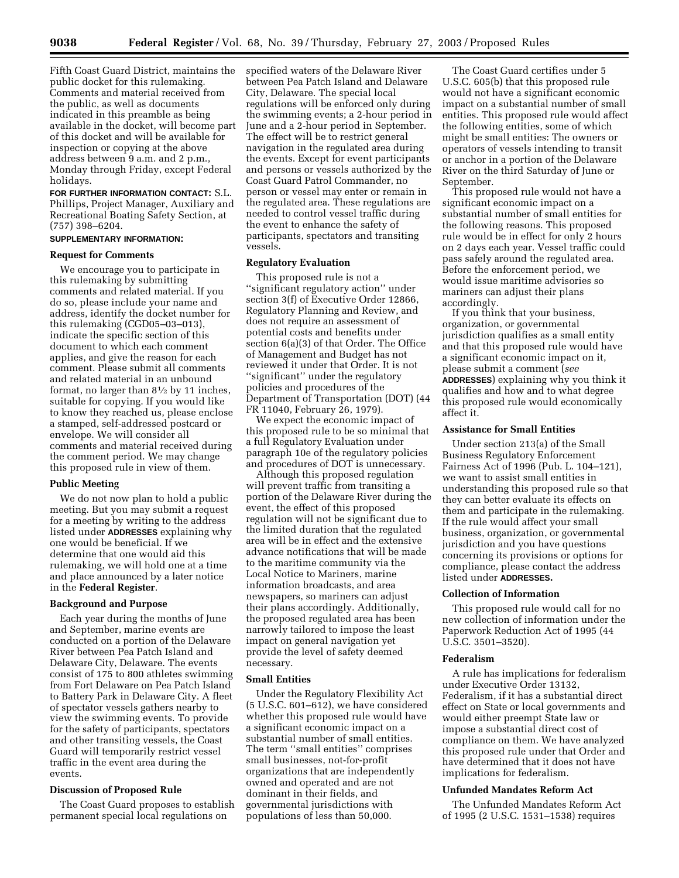Fifth Coast Guard District, maintains the public docket for this rulemaking. Comments and material received from the public, as well as documents indicated in this preamble as being available in the docket, will become part of this docket and will be available for inspection or copying at the above address between 9 a.m. and 2 p.m., Monday through Friday, except Federal holidays.

**FOR FURTHER INFORMATION CONTACT:** S.L. Phillips, Project Manager, Auxiliary and Recreational Boating Safety Section, at (757) 398–6204.

**SUPPLEMENTARY INFORMATION:**

### Request for Comments

We encourage you to participate in this rulemaking by submitting comments and related material. If you do so, please include your name and address, identify the docket number for this rulemaking (CGD05–03–013), indicate the specific section of this document to which each comment applies, and give the reason for each comment. Please submit all comments and related material in an unbound format, no larger than 8½ by 11 inches, suitable for copying. If you would like to know they reached us, please enclose a stamped, self-addressed postcard or envelope. We will consider all comments and material received during the comment period. We may change this proposed rule in view of them.

### Public Meeting

We do not now plan to hold a public meeting. But you may submit a request for a meeting by writing to the address listed under **ADDRESSES** explaining why one would be beneficial. If we determine that one would aid this rulemaking, we will hold one at a time and place announced by a later notice in the **Federal Register**.

### Background and Purpose

Each year during the months of June and September, marine events are conducted on a portion of the Delaware River between Pea Patch Island and Delaware City, Delaware. The events consist of 175 to 800 athletes swimming from Fort Delaware on Pea Patch Island to Battery Park in Delaware City. A fleet of spectator vessels gathers nearby to view the swimming events. To provide for the safety of participants, spectators and other transiting vessels, the Coast Guard will temporarily restrict vessel traffic in the event area during the events.

### Discussion of Proposed Rule

The Coast Guard proposes to establish permanent special local regulations on specified waters of the Delaware River between Pea Patch Island and Delaware City, Delaware. The special local regulations will be enforced only during the swimming events; a 2-hour period in June and a 2-hour period in September. The effect will be to restrict general navigation in the regulated area during the events. Except for event participants and persons or vessels authorized by the Coast Guard Patrol Commander, no person or vessel may enter or remain in the regulated area. These regulations are needed to control vessel traffic during the event to enhance the safety of participants, spectators and transiting vessels.

### Regulatory Evaluation

This proposed rule is not a "significant regulatory action" under section 3(f) of Executive Order 12866, Regulatory Planning and Review, and does not require an assessment of potential costs and benefits under section 6(a)(3) of that Order. The Office of Management and Budget has not reviewed it under that Order. It is not "significant" under the regulatory policies and procedures of the Department of Transportation (DOT) (44 FR 11040, February 26, 1979).

We expect the economic impact of this proposed rule to be so minimal that a full Regulatory Evaluation under paragraph 10e of the regulatory policies and procedures of DOT is unnecessary.

Although this proposed regulation will prevent traffic from transiting a portion of the Delaware River during the event, the effect of this proposed regulation will not be significant due to the limited duration that the regulated area will be in effect and the extensive advance notifications that will be made to the maritime community via the Local Notice to Mariners, marine information broadcasts, and area newspapers, so mariners can adjust their plans accordingly. Additionally, the proposed regulated area has been narrowly tailored to impose the least impact on general navigation yet provide the level of safety deemed necessary.

### Small Entities

Under the Regulatory Flexibility Act (5 U.S.C. 601–612), we have considered whether this proposed rule would have a significant economic impact on a substantial number of small entities. The term "small entities" comprises small businesses, not-for-profit organizations that are independently owned and operated and are not dominant in their fields, and governmental jurisdictions with populations of less than 50,000.

The Coast Guard certifies under 5 U.S.C. 605(b) that this proposed rule would not have a significant economic impact on a substantial number of small entities. This proposed rule would affect the following entities, some of which might be small entities: The owners or operators of vessels intending to transit or anchor in a portion of the Delaware River on the third Saturday of June or September.

This proposed rule would not have a significant economic impact on a substantial number of small entities for the following reasons. This proposed rule would be in effect for only 2 hours on 2 days each year. Vessel traffic could pass safely around the regulated area. Before the enforcement period, we would issue maritime advisories so mariners can adjust their plans accordingly.

If you think that your business, organization, or governmental jurisdiction qualifies as a small entity and that this proposed rule would have a significant economic impact on it, please submit a comment (*see* **ADDRESSES**) explaining why you think it qualifies and how and to what degree this proposed rule would economically affect it.

### Assistance for Small Entities

Under section 213(a) of the Small Business Regulatory Enforcement Fairness Act of 1996 (Pub. L. 104–121), we want to assist small entities in understanding this proposed rule so that they can better evaluate its effects on them and participate in the rulemaking. If the rule would affect your small business, organization, or governmental jurisdiction and you have questions concerning its provisions or options for compliance, please contact the address listed under **ADDRESSES.**

### Collection of Information

This proposed rule would call for no new collection of information under the Paperwork Reduction Act of 1995 (44 U.S.C. 3501–3520).

### Federalism

A rule has implications for federalism under Executive Order 13132, Federalism, if it has a substantial direct effect on State or local governments and would either preempt State law or impose a substantial direct cost of compliance on them. We have analyzed this proposed rule under that Order and have determined that it does not have implications for federalism.

### Unfunded Mandates Reform Act

The Unfunded Mandates Reform Act of 1995 (2 U.S.C. 1531–1538) requires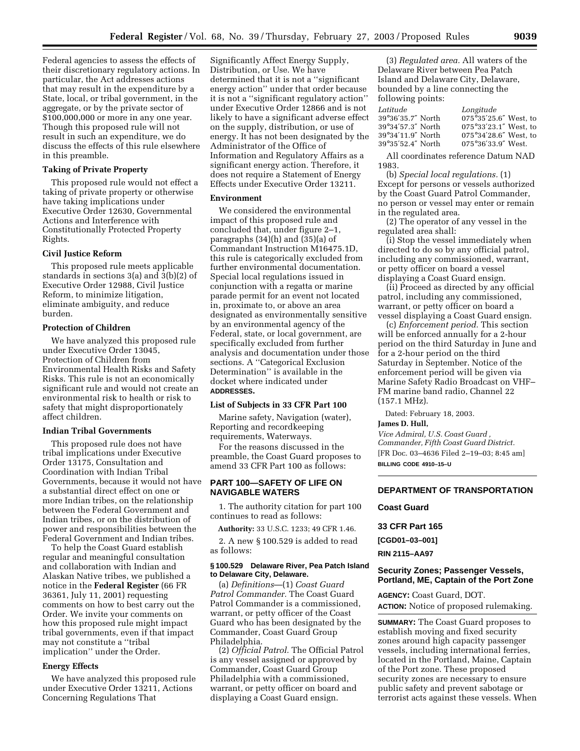Federal agencies to assess the effects of their discretionary regulatory actions. In particular, the Act addresses actions that may result in the expenditure by a State, local, or tribal government, in the aggregate, or by the private sector of $100,000,000 or more in any one year. Though this proposed rule will not result in such an expenditure, we do discuss the effects of this rule elsewhere in this preamble.

**Taking of Private Property**

This proposed rule would not effect a taking of private property or otherwise have taking implications under Executive Order 12630, Governmental Actions and Interference with Constitutionally Protected Property Rights.

**Civil Justice Reform**

This proposed rule meets applicable standards in sections 3(a) and 3(b)(2) of Executive Order 12988, Civil Justice Reform, to minimize litigation, eliminate ambiguity, and reduce burden.

**Protection of Children**

We have analyzed this proposed rule under Executive Order 13045, Protection of Children from Environmental Health Risks and Safety Risks. This rule is not an economically significant rule and would not create an environmental risk to health or risk to safety that might disproportionately affect children.

**Indian Tribal Governments**

This proposed rule does not have tribal implications under Executive Order 13175, Consultation and Coordination with Indian Tribal Governments, because it would not have a substantial direct effect on one or more Indian tribes, on the relationship between the Federal Government and Indian tribes, or on the distribution of power and responsibilities between the Federal Government and Indian tribes.

To help the Coast Guard establish regular and meaningful consultation and collaboration with Indian and Alaskan Native tribes, we published a notice in the **Federal Register** (66 FR 36361, July 11, 2001) requesting comments on how to best carry out the Order. We invite your comments on how this proposed rule might impact tribal governments, even if that impact may not constitute a ''tribal implication'' under the Order.

**Energy Effects**

We have analyzed this proposed rule under Executive Order 13211, Actions Concerning Regulations That Significantly Affect Energy Supply, Distribution, or Use. We have determined that it is not a ''significant energy action'' under that order because it is not a ''significant regulatory action'' under Executive Order 12866 and is not likely to have a significant adverse effect on the supply, distribution, or use of energy. It has not been designated by the Administrator of the Office of Information and Regulatory Affairs as a significant energy action. Therefore, it does not require a Statement of Energy Effects under Executive Order 13211.

**Environment**

We considered the environmental impact of this proposed rule and concluded that, under figure 2–1, paragraphs (34)(h) and (35)(a) of Commandant Instruction M16475.1D, this rule is categorically excluded from further environmental documentation. Special local regulations issued in conjunction with a regatta or marine parade permit for an event not located in, proximate to, or above an area designated as environmentally sensitive by an environmental agency of the Federal, state, or local government, are specifically excluded from further analysis and documentation under those sections. A ''Categorical Exclusion Determination'' is available in the docket where indicated under **ADDRESSES.**

**List of Subjects in 33 CFR Part 100**

Marine safety, Navigation (water), Reporting and recordkeeping requirements, Waterways.

For the reasons discussed in the preamble, the Coast Guard proposes to amend 33 CFR Part 100 as follows:

## PART 100—SAFETY OF LIFE ON NAVIGABLE WATERS

1. The authority citation for part 100 continues to read as follows:

**Authority:** 33 U.S.C. 1233; 49 CFR 1.46.

2. A new § 100.529 is added to read as follows:

**§ 100.529 Delaware River, Pea Patch Island to Delaware City, Delaware.**

(a) *Definitions*—(1) *Coast Guard Patrol Commander.* The Coast Guard Patrol Commander is a commissioned, warrant, or petty officer of the Coast Guard who has been designated by the Commander, Coast Guard Group Philadelphia.

(2) *Official Patrol.* The Official Patrol is any vessel assigned or approved by Commander, Coast Guard Group Philadelphia with a commissioned, warrant, or petty officer on board and displaying a Coast Guard ensign.

(3) *Regulated area.* All waters of the Delaware River between Pea Patch Island and Delaware City, Delaware, bounded by a line connecting the following points:

| *Latitude* | *Longitude* |
|---|---|
| 39°36′35.7″ North | 075°35′25.6″ West, to |
| 39°34′57.3″ North | 075°33′23.1″ West, to |
| 39°34′11.9″ North | 075°34′28.6″ West, to |
| 39°35′52.4″ North | 075°36′33.9″ West. |

All coordinates reference Datum NAD 1983.

(b) *Special local regulations.* (1) Except for persons or vessels authorized by the Coast Guard Patrol Commander, no person or vessel may enter or remain in the regulated area.

(2) The operator of any vessel in the regulated area shall:

(i) Stop the vessel immediately when directed to do so by any official patrol, including any commissioned, warrant, or petty officer on board a vessel displaying a Coast Guard ensign.

(ii) Proceed as directed by any official patrol, including any commissioned, warrant, or petty officer on board a vessel displaying a Coast Guard ensign.

(c) *Enforcement period.* This section will be enforced annually for a 2-hour period on the third Saturday in June and for a 2-hour period on the third Saturday in September. Notice of the enforcement period will be given via Marine Safety Radio Broadcast on VHF–FM marine band radio, Channel 22 (157.1 MHz).

Dated: February 18, 2003.

**James D. Hull,**

*Vice Admiral, U.S. Coast Guard , Commander, Fifth Coast Guard District.*

[FR Doc. 03–4636 Filed 2–19–03; 8:45 am]

**BILLING CODE 4910–15–U**

---

## DEPARTMENT OF TRANSPORTATION

### Coast Guard

### 33 CFR Part 165

**[CGD01–03–001]**

**RIN 2115–AA97**

### Security Zones; Passenger Vessels, Portland, ME, Captain of the Port Zone

**AGENCY:** Coast Guard, DOT.

**ACTION:** Notice of proposed rulemaking.

**SUMMARY:** The Coast Guard proposes to establish moving and fixed security zones around high capacity passenger vessels, including international ferries, located in the Portland, Maine, Captain of the Port zone. These proposed security zones are necessary to ensure public safety and prevent sabotage or terrorist acts against these vessels. When